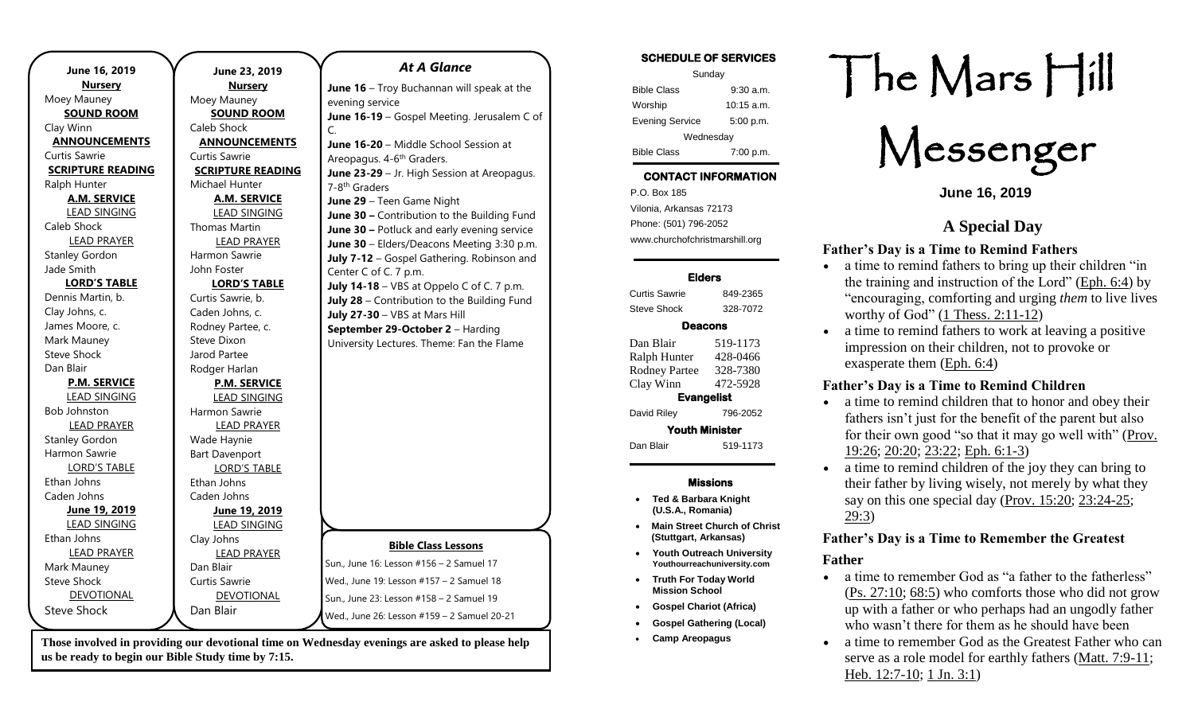**June 16, 2019**

**Nursery**
Moey Mauney

**SOUND ROOM**
Clay Winn

**ANNOUNCEMENTS**
Curtis Sawrie

**SCRIPTURE READING**
Ralph Hunter

**A.M. SERVICE**

LEAD SINGING
Caleb Shock

LEAD PRAYER
Stanley Gordon
Jade Smith

**LORD'S TABLE**
Dennis Martin, b.
Clay Johns, c.
James Moore, c.
Mark Mauney
Steve Shock
Dan Blair

**P.M. SERVICE**

LEAD SINGING
Bob Johnston

LEAD PRAYER
Stanley Gordon
Harmon Sawrie

LORD'S TABLE
Ethan Johns
Caden Johns

**June 19, 2019**

LEAD SINGING
Ethan Johns

LEAD PRAYER
Mark Mauney
Steve Shock

DEVOTIONAL
Steve Shock

**June 23, 2019**

**Nursery**
Moey Mauney

**SOUND ROOM**
Caleb Shock

**ANNOUNCEMENTS**
Curtis Sawrie

**SCRIPTURE READING**
Michael Hunter

**A.M. SERVICE**

LEAD SINGING
Thomas Martin

LEAD PRAYER
Harmon Sawrie
John Foster

**LORD'S TABLE**
Curtis Sawrie, b.
Caden Johns, c.
Rodney Partee, c.
Steve Dixon
Jarod Partee
Rodger Harlan

**P.M. SERVICE**

LEAD SINGING
Harmon Sawrie

LEAD PRAYER
Wade Haynie
Bart Davenport

LORD'S TABLE
Ethan Johns
Caden Johns

**June 19, 2019**

LEAD SINGING
Clay Johns

LEAD PRAYER
Dan Blair
Curtis Sawrie

DEVOTIONAL
Dan Blair

## *At A Glance*

**June 16** – Troy Buchannan will speak at the evening service
**June 16-19** – Gospel Meeting. Jerusalem C of C.
**June 16-20** – Middle School Session at Areopagus. 4-6th Graders.
**June 23-29** – Jr. High Session at Areopagus. 7-8th Graders
**June 29** – Teen Game Night
**June 30 –** Contribution to the Building Fund
**June 30 –** Potluck and early evening service
**June 30 –** Elders/Deacons Meeting 3:30 p.m.
**July 7-12** – Gospel Gathering. Robinson and Center C of C. 7 p.m.
**July 14-18** – VBS at Oppelo C of C. 7 p.m.
**July 28** – Contribution to the Building Fund
**July 27-30** – VBS at Mars Hill
**September 29-October 2** – Harding University Lectures. Theme: Fan the Flame

**Bible Class Lessons**

Sun., June 16: Lesson #156 – 2 Samuel 17
Wed., June 19: Lesson #157 – 2 Samuel 18
Sun., June 23: Lesson #158 – 2 Samuel 19
Wed., June 26: Lesson #159 – 2 Samuel 20-21

**Those involved in providing our devotional time on Wednesday evenings are asked to please help us be ready to begin our Bible Study time by 7:15.**

### SCHEDULE OF SERVICES

| Sunday | |
|---|---|
| Bible Class | 9:30 a.m. |
| Worship | 10:15 a.m. |
| Evening Service | 5:00 p.m. |
| Wednesday | |
| Bible Class | 7:00 p.m. |

### CONTACT INFORMATION

P.O. Box 185
Vilonia, Arkansas 72173
Phone: (501) 796-2052
www.churchofchristmarshill.org

### Elders

| | |
|---|---|
| Curtis Sawrie | 849-2365 |
| Steve Shock | 328-7072 |

### Deacons

| | |
|---|---|
| Dan Blair | 519-1173 |
| Ralph Hunter | 428-0466 |
| Rodney Partee | 328-7380 |
| Clay Winn | 472-5928 |

### Evangelist

| | |
|---|---|
| David Riley | 796-2052 |

### Youth Minister

| | |
|---|---|
| Dan Blair | 519-1173 |

### Missions

- **Ted & Barbara Knight (U.S.A., Romania)**
- **Main Street Church of Christ (Stuttgart, Arkansas)**
- **Youth Outreach University Youthourreachuniversity.com**
- **Truth For Today World Mission School**
- **Gospel Chariot (Africa)**
- **Gospel Gathering (Local)**
- **Camp Areopagus**

# The Mars Hill Messenger

**June 16, 2019**

## A Special Day

### Father's Day is a Time to Remind Fathers

- a time to remind fathers to bring up their children "in the training and instruction of the Lord" (Eph. 6:4) by "encouraging, comforting and urging *them* to live lives worthy of God" (1 Thess. 2:11-12)
- a time to remind fathers to work at leaving a positive impression on their children, not to provoke or exasperate them (Eph. 6:4)

### Father's Day is a Time to Remind Children

- a time to remind children that to honor and obey their fathers isn't just for the benefit of the parent but also for their own good "so that it may go well with" (Prov. 19:26; 20:20; 23:22; Eph. 6:1-3)
- a time to remind children of the joy they can bring to their father by living wisely, not merely by what they say on this one special day (Prov. 15:20; 23:24-25; 29:3)

### Father's Day is a Time to Remember the Greatest Father

- a time to remember God as "a father to the fatherless" (Ps. 27:10; 68:5) who comforts those who did not grow up with a father or who perhaps had an ungodly father who wasn't there for them as he should have been
- a time to remember God as the Greatest Father who can serve as a role model for earthly fathers (Matt. 7:9-11; Heb. 12:7-10; 1 Jn. 3:1)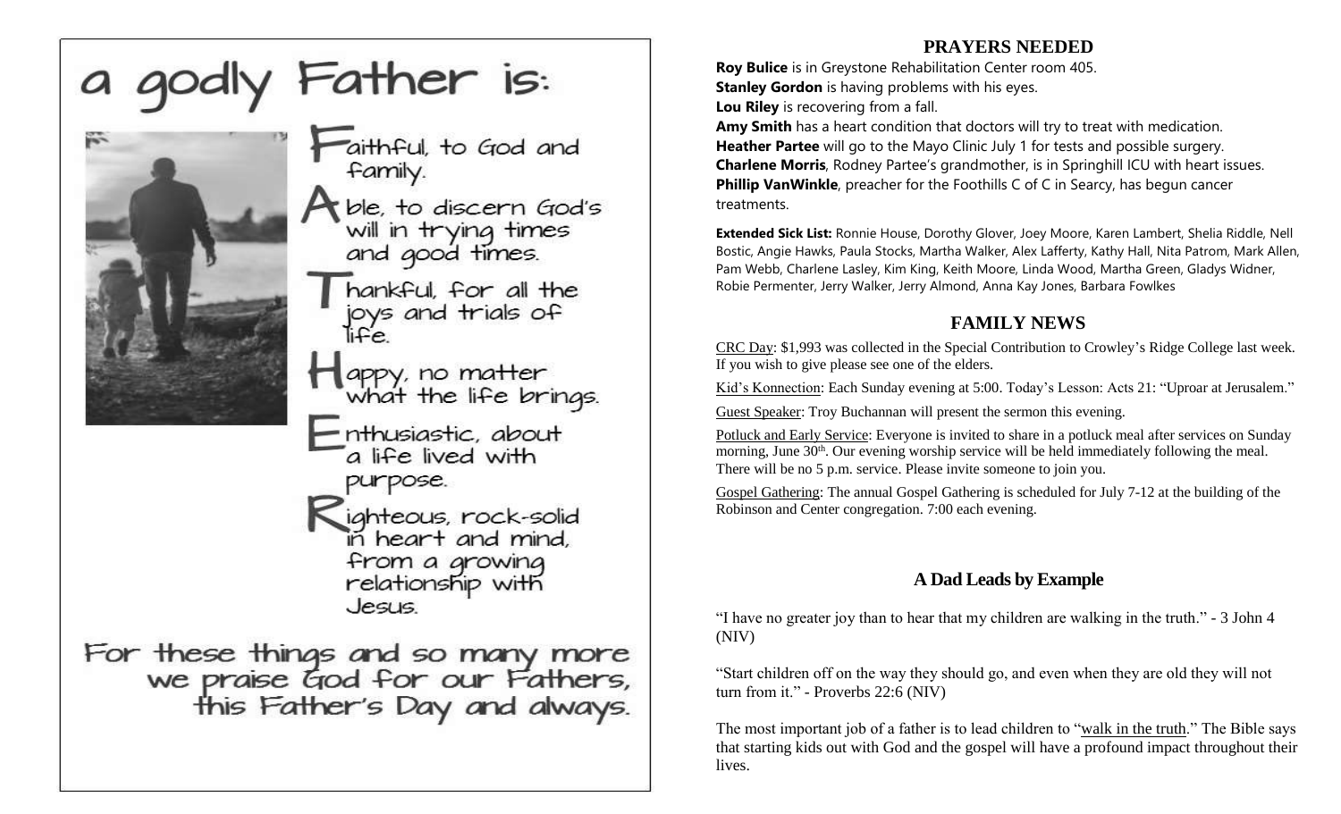# a godly Father is:

**F**aithful, to God and family.

**A**ble, to discern God's will in trying times and good times.

**T**hankful, for all the joys and trials of life.

**H**appy, no matter what the life brings.

**E**nthusiastic, about a life lived with purpose.

**R**ighteous, rock-solid in heart and mind, from a growing relationship with Jesus.

For these things and so many more we praise God for our Fathers, this Father's Day and always.

## PRAYERS NEEDED

**Roy Bulice** is in Greystone Rehabilitation Center room 405.
**Stanley Gordon** is having problems with his eyes.
**Lou Riley** is recovering from a fall.
**Amy Smith** has a heart condition that doctors will try to treat with medication.
**Heather Partee** will go to the Mayo Clinic July 1 for tests and possible surgery.
**Charlene Morris**, Rodney Partee's grandmother, is in Springhill ICU with heart issues.
**Phillip VanWinkle**, preacher for the Foothills C of C in Searcy, has begun cancer treatments.

**Extended Sick List:** Ronnie House, Dorothy Glover, Joey Moore, Karen Lambert, Shelia Riddle, Nell Bostic, Angie Hawks, Paula Stocks, Martha Walker, Alex Lafferty, Kathy Hall, Nita Patrom, Mark Allen, Pam Webb, Charlene Lasley, Kim King, Keith Moore, Linda Wood, Martha Green, Gladys Widner, Robie Permenter, Jerry Walker, Jerry Almond, Anna Kay Jones, Barbara Fowlkes

## FAMILY NEWS

CRC Day: $1,993 was collected in the Special Contribution to Crowley's Ridge College last week. If you wish to give please see one of the elders.

Kid's Konnection: Each Sunday evening at 5:00. Today's Lesson: Acts 21: "Uproar at Jerusalem."

Guest Speaker: Troy Buchannan will present the sermon this evening.

Potluck and Early Service: Everyone is invited to share in a potluck meal after services on Sunday morning, June 30th. Our evening worship service will be held immediately following the meal. There will be no 5 p.m. service. Please invite someone to join you.

Gospel Gathering: The annual Gospel Gathering is scheduled for July 7-12 at the building of the Robinson and Center congregation. 7:00 each evening.

## A Dad Leads by Example

"I have no greater joy than to hear that my children are walking in the truth." - 3 John 4 (NIV)

"Start children off on the way they should go, and even when they are old they will not turn from it." - Proverbs 22:6 (NIV)

The most important job of a father is to lead children to "walk in the truth." The Bible says that starting kids out with God and the gospel will have a profound impact throughout their lives.